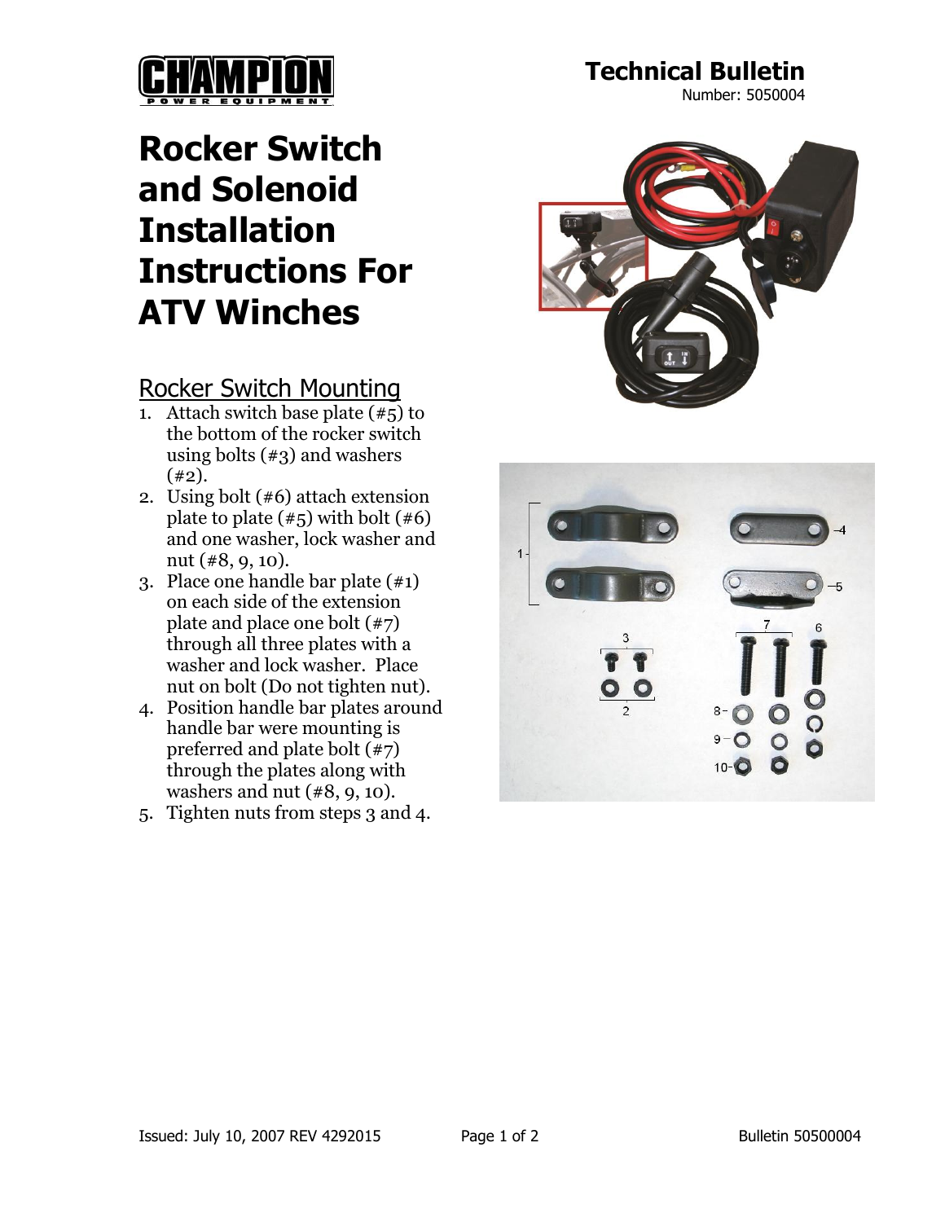**Technical Bulletin**
Number: 5050004

# Rocker Switch and Solenoid Installation Instructions For ATV Winches

## Rocker Switch Mounting

1. Attach switch base plate (#5) to the bottom of the rocker switch using bolts (#3) and washers (#2).
2. Using bolt (#6) attach extension plate to plate (#5) with bolt (#6) and one washer, lock washer and nut (#8, 9, 10).
3. Place one handle bar plate (#1) on each side of the extension plate and place one bolt (#7) through all three plates with a washer and lock washer. Place nut on bolt (Do not tighten nut).
4. Position handle bar plates around handle bar were mounting is preferred and plate bolt (#7) through the plates along with washers and nut (#8, 9, 10).
5. Tighten nuts from steps 3 and 4.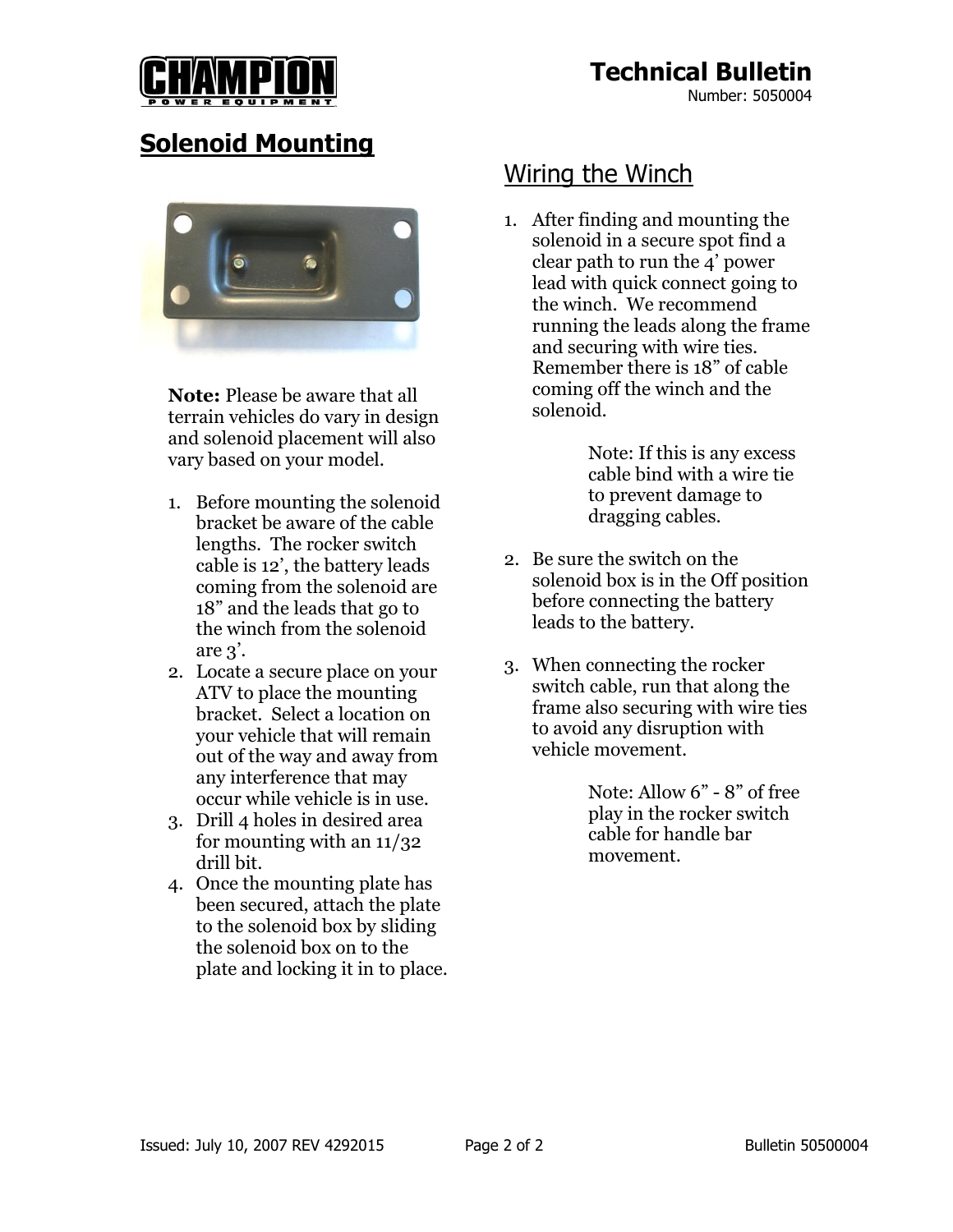**Technical Bulletin**

Number: 5050004

## Solenoid Mounting

**Note:** Please be aware that all terrain vehicles do vary in design and solenoid placement will also vary based on your model.

1. Before mounting the solenoid bracket be aware of the cable lengths. The rocker switch cable is 12’, the battery leads coming from the solenoid are 18” and the leads that go to the winch from the solenoid are 3’.
2. Locate a secure place on your ATV to place the mounting bracket. Select a location on your vehicle that will remain out of the way and away from any interference that may occur while vehicle is in use.
3. Drill 4 holes in desired area for mounting with an 11/32 drill bit.
4. Once the mounting plate has been secured, attach the plate to the solenoid box by sliding the solenoid box on to the plate and locking it in to place.

## Wiring the Winch

1. After finding and mounting the solenoid in a secure spot find a clear path to run the 4’ power lead with quick connect going to the winch. We recommend running the leads along the frame and securing with wire ties. Remember there is 18” of cable coming off the winch and the solenoid.

   Note: If this is any excess cable bind with a wire tie to prevent damage to dragging cables.

2. Be sure the switch on the solenoid box is in the Off position before connecting the battery leads to the battery.

3. When connecting the rocker switch cable, run that along the frame also securing with wire ties to avoid any disruption with vehicle movement.

   Note: Allow 6” - 8” of free play in the rocker switch cable for handle bar movement.

Issued: July 10, 2007 REV 4292015 Bulletin 50500004